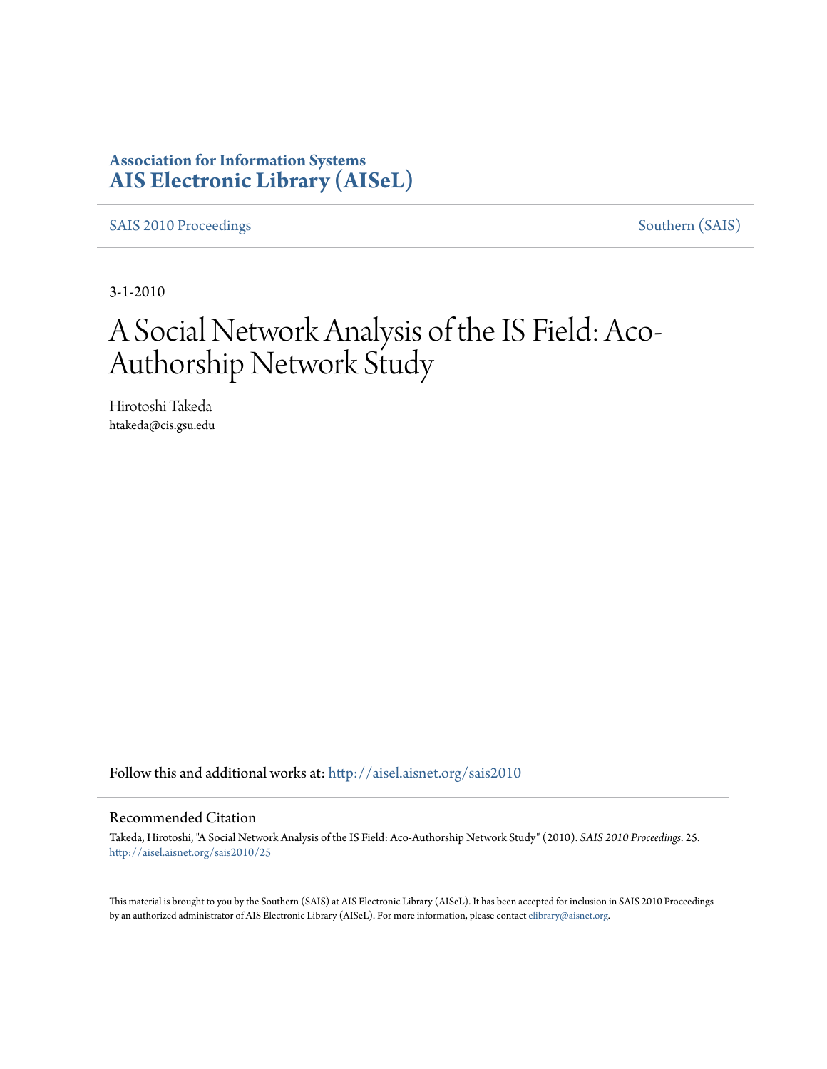**Association for Information Systems**
**AIS Electronic Library (AISeL)**

SAIS 2010 Proceedings | Southern (SAIS)

3-1-2010

# A Social Network Analysis of the IS Field: Aco-Authorship Network Study

Hirotoshi Takeda
htakeda@cis.gsu.edu

Follow this and additional works at: http://aisel.aisnet.org/sais2010

## Recommended Citation

Takeda, Hirotoshi, "A Social Network Analysis of the IS Field: Aco-Authorship Network Study" (2010). *SAIS 2010 Proceedings*. 25.
http://aisel.aisnet.org/sais2010/25

This material is brought to you by the Southern (SAIS) at AIS Electronic Library (AISeL). It has been accepted for inclusion in SAIS 2010 Proceedings by an authorized administrator of AIS Electronic Library (AISeL). For more information, please contact elibrary@aisnet.org.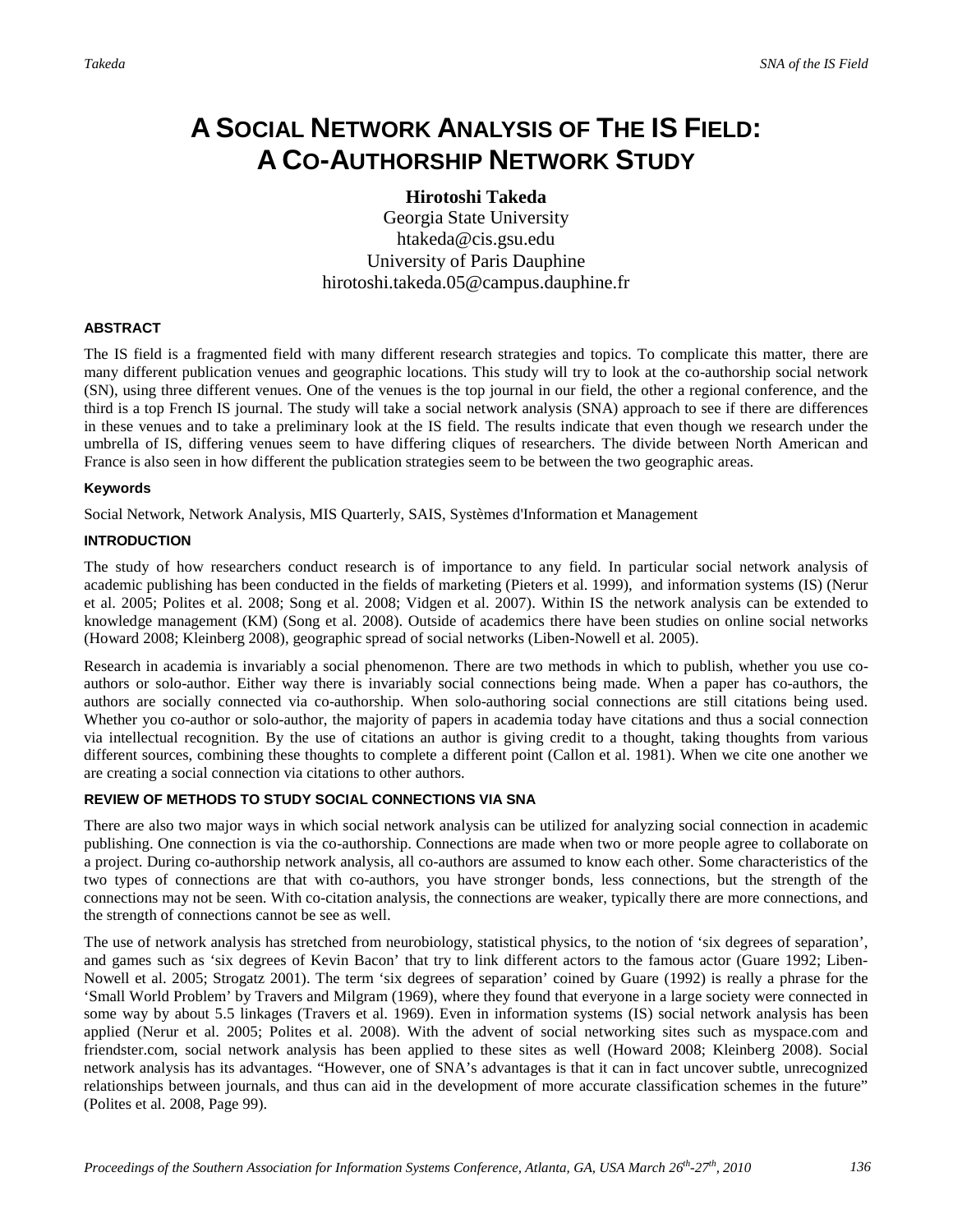# A SOCIAL NETWORK ANALYSIS OF THE IS FIELD: A CO-AUTHORSHIP NETWORK STUDY

**Hirotoshi Takeda**
Georgia State University
htakeda@cis.gsu.edu
University of Paris Dauphine
hirotoshi.takeda.05@campus.dauphine.fr

#### ABSTRACT

The IS field is a fragmented field with many different research strategies and topics. To complicate this matter, there are many different publication venues and geographic locations. This study will try to look at the co-authorship social network (SN), using three different venues. One of the venues is the top journal in our field, the other a regional conference, and the third is a top French IS journal. The study will take a social network analysis (SNA) approach to see if there are differences in these venues and to take a preliminary look at the IS field. The results indicate that even though we research under the umbrella of IS, differing venues seem to have differing cliques of researchers. The divide between North American and France is also seen in how different the publication strategies seem to be between the two geographic areas.

#### Keywords

Social Network, Network Analysis, MIS Quarterly, SAIS, Systèmes d'Information et Management

#### INTRODUCTION

The study of how researchers conduct research is of importance to any field. In particular social network analysis of academic publishing has been conducted in the fields of marketing (Pieters et al. 1999), and information systems (IS) (Nerur et al. 2005; Polites et al. 2008; Song et al. 2008; Vidgen et al. 2007). Within IS the network analysis can be extended to knowledge management (KM) (Song et al. 2008). Outside of academics there have been studies on online social networks (Howard 2008; Kleinberg 2008), geographic spread of social networks (Liben-Nowell et al. 2005).

Research in academia is invariably a social phenomenon. There are two methods in which to publish, whether you use co-authors or solo-author. Either way there is invariably social connections being made. When a paper has co-authors, the authors are socially connected via co-authorship. When solo-authoring social connections are still citations being used. Whether you co-author or solo-author, the majority of papers in academia today have citations and thus a social connection via intellectual recognition. By the use of citations an author is giving credit to a thought, taking thoughts from various different sources, combining these thoughts to complete a different point (Callon et al. 1981). When we cite one another we are creating a social connection via citations to other authors.

#### REVIEW OF METHODS TO STUDY SOCIAL CONNECTIONS VIA SNA

There are also two major ways in which social network analysis can be utilized for analyzing social connection in academic publishing. One connection is via the co-authorship. Connections are made when two or more people agree to collaborate on a project. During co-authorship network analysis, all co-authors are assumed to know each other. Some characteristics of the two types of connections are that with co-authors, you have stronger bonds, less connections, but the strength of the connections may not be seen. With co-citation analysis, the connections are weaker, typically there are more connections, and the strength of connections cannot be see as well.

The use of network analysis has stretched from neurobiology, statistical physics, to the notion of 'six degrees of separation', and games such as 'six degrees of Kevin Bacon' that try to link different actors to the famous actor (Guare 1992; Liben-Nowell et al. 2005; Strogatz 2001). The term 'six degrees of separation' coined by Guare (1992) is really a phrase for the 'Small World Problem' by Travers and Milgram (1969), where they found that everyone in a large society were connected in some way by about 5.5 linkages (Travers et al. 1969). Even in information systems (IS) social network analysis has been applied (Nerur et al. 2005; Polites et al. 2008). With the advent of social networking sites such as myspace.com and friendster.com, social network analysis has been applied to these sites as well (Howard 2008; Kleinberg 2008). Social network analysis has its advantages. "However, one of SNA's advantages is that it can in fact uncover subtle, unrecognized relationships between journals, and thus can aid in the development of more accurate classification schemes in the future" (Polites et al. 2008, Page 99).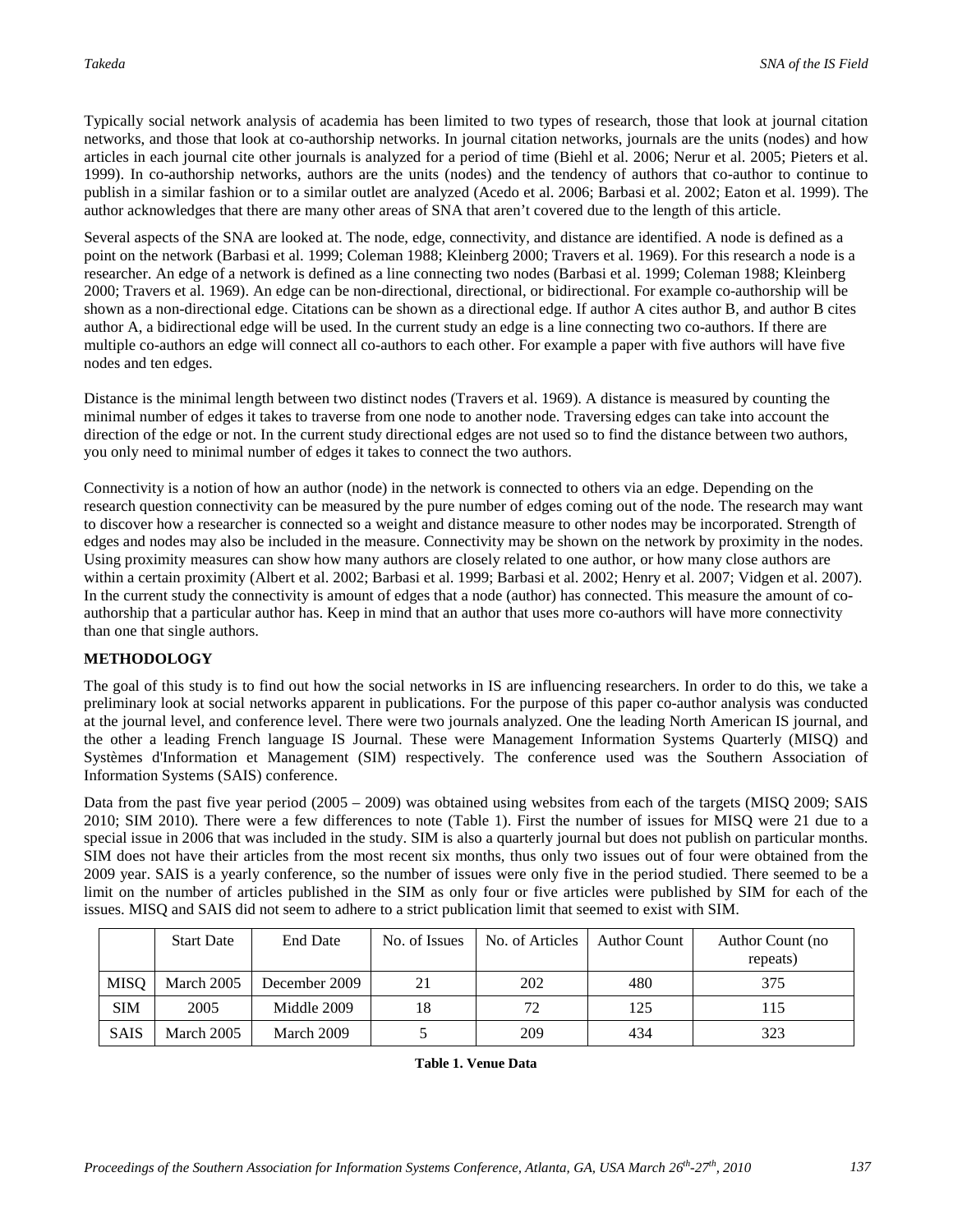Typically social network analysis of academia has been limited to two types of research, those that look at journal citation networks, and those that look at co-authorship networks. In journal citation networks, journals are the units (nodes) and how articles in each journal cite other journals is analyzed for a period of time (Biehl et al. 2006; Nerur et al. 2005; Pieters et al. 1999). In co-authorship networks, authors are the units (nodes) and the tendency of authors that co-author to continue to publish in a similar fashion or to a similar outlet are analyzed (Acedo et al. 2006; Barbasi et al. 2002; Eaton et al. 1999). The author acknowledges that there are many other areas of SNA that aren't covered due to the length of this article.

Several aspects of the SNA are looked at. The node, edge, connectivity, and distance are identified. A node is defined as a point on the network (Barbasi et al. 1999; Coleman 1988; Kleinberg 2000; Travers et al. 1969). For this research a node is a researcher. An edge of a network is defined as a line connecting two nodes (Barbasi et al. 1999; Coleman 1988; Kleinberg 2000; Travers et al. 1969). An edge can be non-directional, directional, or bidirectional. For example co-authorship will be shown as a non-directional edge. Citations can be shown as a directional edge. If author A cites author B, and author B cites author A, a bidirectional edge will be used. In the current study an edge is a line connecting two co-authors. If there are multiple co-authors an edge will connect all co-authors to each other. For example a paper with five authors will have five nodes and ten edges.

Distance is the minimal length between two distinct nodes (Travers et al. 1969). A distance is measured by counting the minimal number of edges it takes to traverse from one node to another node. Traversing edges can take into account the direction of the edge or not. In the current study directional edges are not used so to find the distance between two authors, you only need to minimal number of edges it takes to connect the two authors.

Connectivity is a notion of how an author (node) in the network is connected to others via an edge. Depending on the research question connectivity can be measured by the pure number of edges coming out of the node. The research may want to discover how a researcher is connected so a weight and distance measure to other nodes may be incorporated. Strength of edges and nodes may also be included in the measure. Connectivity may be shown on the network by proximity in the nodes. Using proximity measures can show how many authors are closely related to one author, or how many close authors are within a certain proximity (Albert et al. 2002; Barbasi et al. 1999; Barbasi et al. 2002; Henry et al. 2007; Vidgen et al. 2007). In the current study the connectivity is amount of edges that a node (author) has connected. This measure the amount of co-authorship that a particular author has. Keep in mind that an author that uses more co-authors will have more connectivity than one that single authors.

## METHODOLOGY

The goal of this study is to find out how the social networks in IS are influencing researchers. In order to do this, we take a preliminary look at social networks apparent in publications. For the purpose of this paper co-author analysis was conducted at the journal level, and conference level. There were two journals analyzed. One the leading North American IS journal, and the other a leading French language IS Journal. These were Management Information Systems Quarterly (MISQ) and Systèmes d'Information et Management (SIM) respectively. The conference used was the Southern Association of Information Systems (SAIS) conference.

Data from the past five year period (2005 – 2009) was obtained using websites from each of the targets (MISQ 2009; SAIS 2010; SIM 2010). There were a few differences to note (Table 1). First the number of issues for MISQ were 21 due to a special issue in 2006 that was included in the study. SIM is also a quarterly journal but does not publish on particular months. SIM does not have their articles from the most recent six months, thus only two issues out of four were obtained from the 2009 year. SAIS is a yearly conference, so the number of issues were only five in the period studied. There seemed to be a limit on the number of articles published in the SIM as only four or five articles were published by SIM for each of the issues. MISQ and SAIS did not seem to adhere to a strict publication limit that seemed to exist with SIM.

| | Start Date | End Date | No. of Issues | No. of Articles | Author Count | Author Count (no repeats) |
|---|---|---|---|---|---|---|
| MISQ | March 2005 | December 2009 | 21 | 202 | 480 | 375 |
| SIM | 2005 | Middle 2009 | 18 | 72 | 125 | 115 |
| SAIS | March 2005 | March 2009 | 5 | 209 | 434 | 323 |

**Table 1. Venue Data**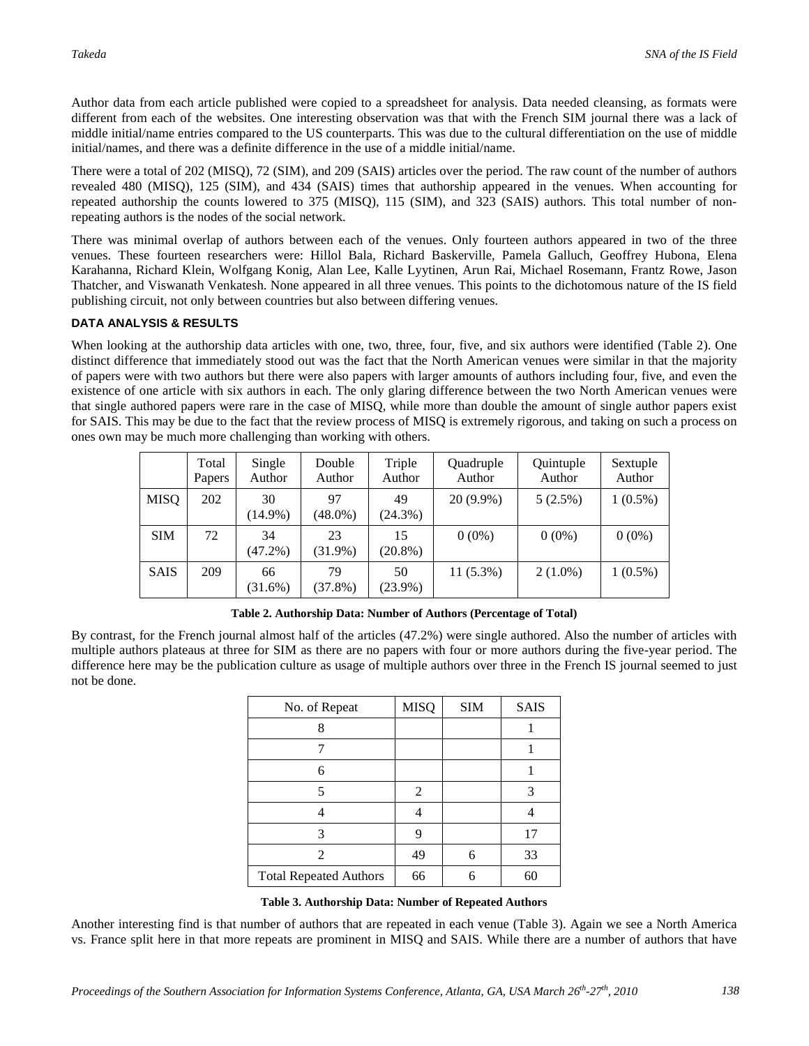Author data from each article published were copied to a spreadsheet for analysis. Data needed cleansing, as formats were different from each of the websites. One interesting observation was that with the French SIM journal there was a lack of middle initial/name entries compared to the US counterparts. This was due to the cultural differentiation on the use of middle initial/names, and there was a definite difference in the use of a middle initial/name.

There were a total of 202 (MISQ), 72 (SIM), and 209 (SAIS) articles over the period. The raw count of the number of authors revealed 480 (MISQ), 125 (SIM), and 434 (SAIS) times that authorship appeared in the venues. When accounting for repeated authorship the counts lowered to 375 (MISQ), 115 (SIM), and 323 (SAIS) authors. This total number of non-repeating authors is the nodes of the social network.

There was minimal overlap of authors between each of the venues. Only fourteen authors appeared in two of the three venues. These fourteen researchers were: Hillol Bala, Richard Baskerville, Pamela Galluch, Geoffrey Hubona, Elena Karahanna, Richard Klein, Wolfgang Konig, Alan Lee, Kalle Lyytinen, Arun Rai, Michael Rosemann, Frantz Rowe, Jason Thatcher, and Viswanath Venkatesh. None appeared in all three venues. This points to the dichotomous nature of the IS field publishing circuit, not only between countries but also between differing venues.

### DATA ANALYSIS & RESULTS

When looking at the authorship data articles with one, two, three, four, five, and six authors were identified (Table 2). One distinct difference that immediately stood out was the fact that the North American venues were similar in that the majority of papers were with two authors but there were also papers with larger amounts of authors including four, five, and even the existence of one article with six authors in each. The only glaring difference between the two North American venues were that single authored papers were rare in the case of MISQ, while more than double the amount of single author papers exist for SAIS. This may be due to the fact that the review process of MISQ is extremely rigorous, and taking on such a process on ones own may be much more challenging than working with others.

| | Total Papers | Single Author | Double Author | Triple Author | Quadruple Author | Quintuple Author | Sextuple Author |
|---|---|---|---|---|---|---|---|
| MISQ | 202 | 30 (14.9%) | 97 (48.0%) | 49 (24.3%) | 20 (9.9%) | 5 (2.5%) | 1 (0.5%) |
| SIM | 72 | 34 (47.2%) | 23 (31.9%) | 15 (20.8%) | 0 (0%) | 0 (0%) | 0 (0%) |
| SAIS | 209 | 66 (31.6%) | 79 (37.8%) | 50 (23.9%) | 11 (5.3%) | 2 (1.0%) | 1 (0.5%) |

**Table 2. Authorship Data: Number of Authors (Percentage of Total)**

By contrast, for the French journal almost half of the articles (47.2%) were single authored. Also the number of articles with multiple authors plateaus at three for SIM as there are no papers with four or more authors during the five-year period. The difference here may be the publication culture as usage of multiple authors over three in the French IS journal seemed to just not be done.

| No. of Repeat | MISQ | SIM | SAIS |
|---|---|---|---|
| 8 | | | 1 |
| 7 | | | 1 |
| 6 | | | 1 |
| 5 | 2 | | 3 |
| 4 | 4 | | 4 |
| 3 | 9 | | 17 |
| 2 | 49 | 6 | 33 |
| Total Repeated Authors | 66 | 6 | 60 |

**Table 3. Authorship Data: Number of Repeated Authors**

Another interesting find is that number of authors that are repeated in each venue (Table 3). Again we see a North America vs. France split here in that more repeats are prominent in MISQ and SAIS. While there are a number of authors that have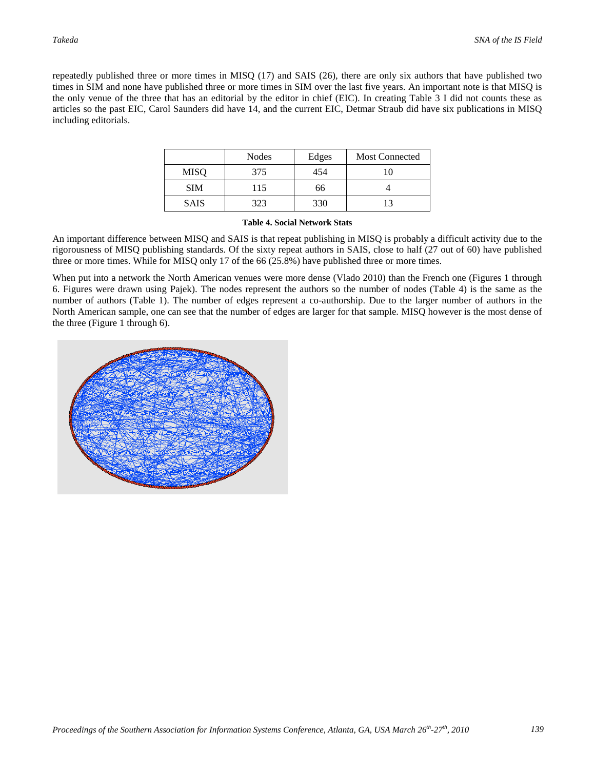repeatedly published three or more times in MISQ (17) and SAIS (26), there are only six authors that have published two times in SIM and none have published three or more times in SIM over the last five years. An important note is that MISQ is the only venue of the three that has an editorial by the editor in chief (EIC). In creating Table 3 I did not counts these as articles so the past EIC, Carol Saunders did have 14, and the current EIC, Detmar Straub did have six publications in MISQ including editorials.

| | Nodes | Edges | Most Connected |
|---|---|---|---|
| MISQ | 375 | 454 | 10 |
| SIM | 115 | 66 | 4 |
| SAIS | 323 | 330 | 13 |

**Table 4. Social Network Stats**

An important difference between MISQ and SAIS is that repeat publishing in MISQ is probably a difficult activity due to the rigorousness of MISQ publishing standards. Of the sixty repeat authors in SAIS, close to half (27 out of 60) have published three or more times. While for MISQ only 17 of the 66 (25.8%) have published three or more times.

When put into a network the North American venues were more dense (Vlado 2010) than the French one (Figures 1 through 6. Figures were drawn using Pajek). The nodes represent the authors so the number of nodes (Table 4) is the same as the number of authors (Table 1). The number of edges represent a co-authorship. Due to the larger number of authors in the North American sample, one can see that the number of edges are larger for that sample. MISQ however is the most dense of the three (Figure 1 through 6).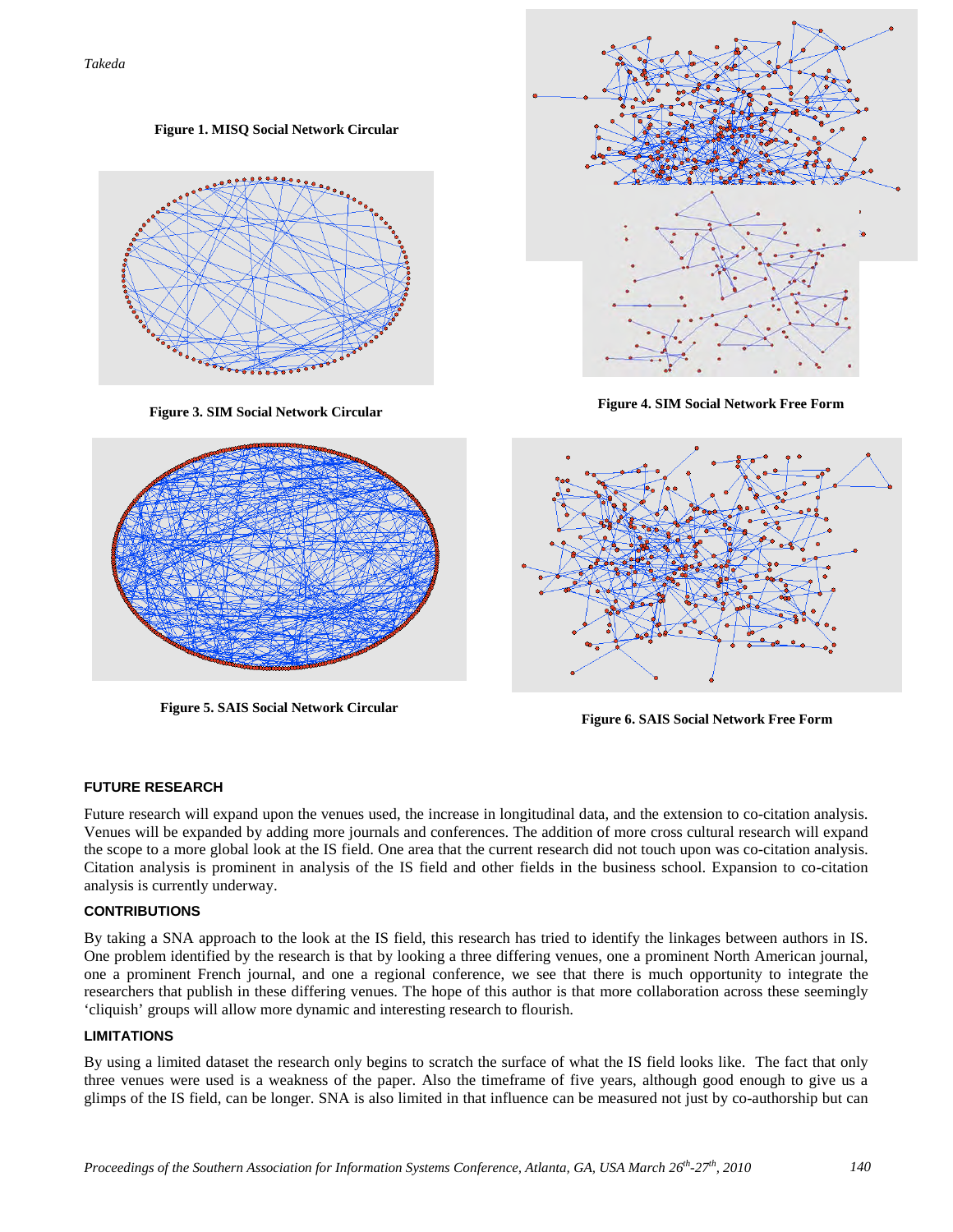Figure 1. MISQ Social Network Circular

Figure 3. SIM Social Network Circular

Figure 4. SIM Social Network Free Form

Figure 5. SAIS Social Network Circular

Figure 6. SAIS Social Network Free Form

## FUTURE RESEARCH

Future research will expand upon the venues used, the increase in longitudinal data, and the extension to co-citation analysis. Venues will be expanded by adding more journals and conferences. The addition of more cross cultural research will expand the scope to a more global look at the IS field. One area that the current research did not touch upon was co-citation analysis. Citation analysis is prominent in analysis of the IS field and other fields in the business school. Expansion to co-citation analysis is currently underway.

## CONTRIBUTIONS

By taking a SNA approach to the look at the IS field, this research has tried to identify the linkages between authors in IS. One problem identified by the research is that by looking a three differing venues, one a prominent North American journal, one a prominent French journal, and one a regional conference, we see that there is much opportunity to integrate the researchers that publish in these differing venues. The hope of this author is that more collaboration across these seemingly 'cliquish' groups will allow more dynamic and interesting research to flourish.

## LIMITATIONS

By using a limited dataset the research only begins to scratch the surface of what the IS field looks like. The fact that only three venues were used is a weakness of the paper. Also the timeframe of five years, although good enough to give us a glimps of the IS field, can be longer. SNA is also limited in that influence can be measured not just by co-authorship but can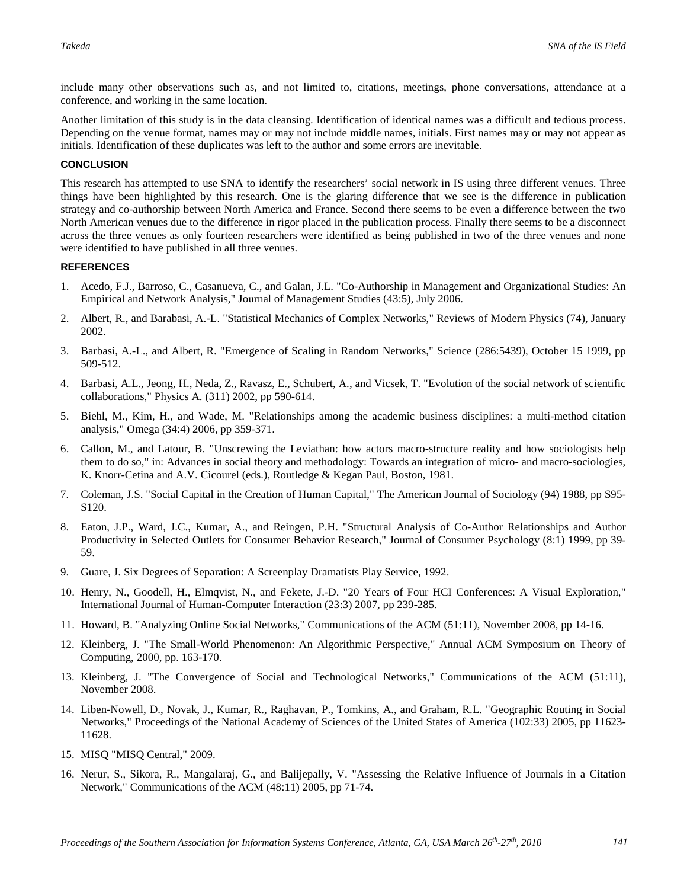include many other observations such as, and not limited to, citations, meetings, phone conversations, attendance at a conference, and working in the same location.

Another limitation of this study is in the data cleansing. Identification of identical names was a difficult and tedious process. Depending on the venue format, names may or may not include middle names, initials. First names may or may not appear as initials. Identification of these duplicates was left to the author and some errors are inevitable.

## CONCLUSION

This research has attempted to use SNA to identify the researchers' social network in IS using three different venues. Three things have been highlighted by this research. One is the glaring difference that we see is the difference in publication strategy and co-authorship between North America and France. Second there seems to be even a difference between the two North American venues due to the difference in rigor placed in the publication process. Finally there seems to be a disconnect across the three venues as only fourteen researchers were identified as being published in two of the three venues and none were identified to have published in all three venues.

## REFERENCES

1. Acedo, F.J., Barroso, C., Casanueva, C., and Galan, J.L. "Co-Authorship in Management and Organizational Studies: An Empirical and Network Analysis," Journal of Management Studies (43:5), July 2006.
2. Albert, R., and Barabasi, A.-L. "Statistical Mechanics of Complex Networks," Reviews of Modern Physics (74), January 2002.
3. Barbasi, A.-L., and Albert, R. "Emergence of Scaling in Random Networks," Science (286:5439), October 15 1999, pp 509-512.
4. Barbasi, A.L., Jeong, H., Neda, Z., Ravasz, E., Schubert, A., and Vicsek, T. "Evolution of the social network of scientific collaborations," Physics A. (311) 2002, pp 590-614.
5. Biehl, M., Kim, H., and Wade, M. "Relationships among the academic business disciplines: a multi-method citation analysis," Omega (34:4) 2006, pp 359-371.
6. Callon, M., and Latour, B. "Unscrewing the Leviathan: how actors macro-structure reality and how sociologists help them to do so," in: Advances in social theory and methodology: Towards an integration of micro- and macro-sociologies, K. Knorr-Cetina and A.V. Cicourel (eds.), Routledge & Kegan Paul, Boston, 1981.
7. Coleman, J.S. "Social Capital in the Creation of Human Capital," The American Journal of Sociology (94) 1988, pp S95-S120.
8. Eaton, J.P., Ward, J.C., Kumar, A., and Reingen, P.H. "Structural Analysis of Co-Author Relationships and Author Productivity in Selected Outlets for Consumer Behavior Research," Journal of Consumer Psychology (8:1) 1999, pp 39-59.
9. Guare, J. Six Degrees of Separation: A Screenplay Dramatists Play Service, 1992.
10. Henry, N., Goodell, H., Elmqvist, N., and Fekete, J.-D. "20 Years of Four HCI Conferences: A Visual Exploration," International Journal of Human-Computer Interaction (23:3) 2007, pp 239-285.
11. Howard, B. "Analyzing Online Social Networks," Communications of the ACM (51:11), November 2008, pp 14-16.
12. Kleinberg, J. "The Small-World Phenomenon: An Algorithmic Perspective," Annual ACM Symposium on Theory of Computing, 2000, pp. 163-170.
13. Kleinberg, J. "The Convergence of Social and Technological Networks," Communications of the ACM (51:11), November 2008.
14. Liben-Nowell, D., Novak, J., Kumar, R., Raghavan, P., Tomkins, A., and Graham, R.L. "Geographic Routing in Social Networks," Proceedings of the National Academy of Sciences of the United States of America (102:33) 2005, pp 11623-11628.
15. MISQ "MISQ Central," 2009.
16. Nerur, S., Sikora, R., Mangalaraj, G., and Balijepally, V. "Assessing the Relative Influence of Journals in a Citation Network," Communications of the ACM (48:11) 2005, pp 71-74.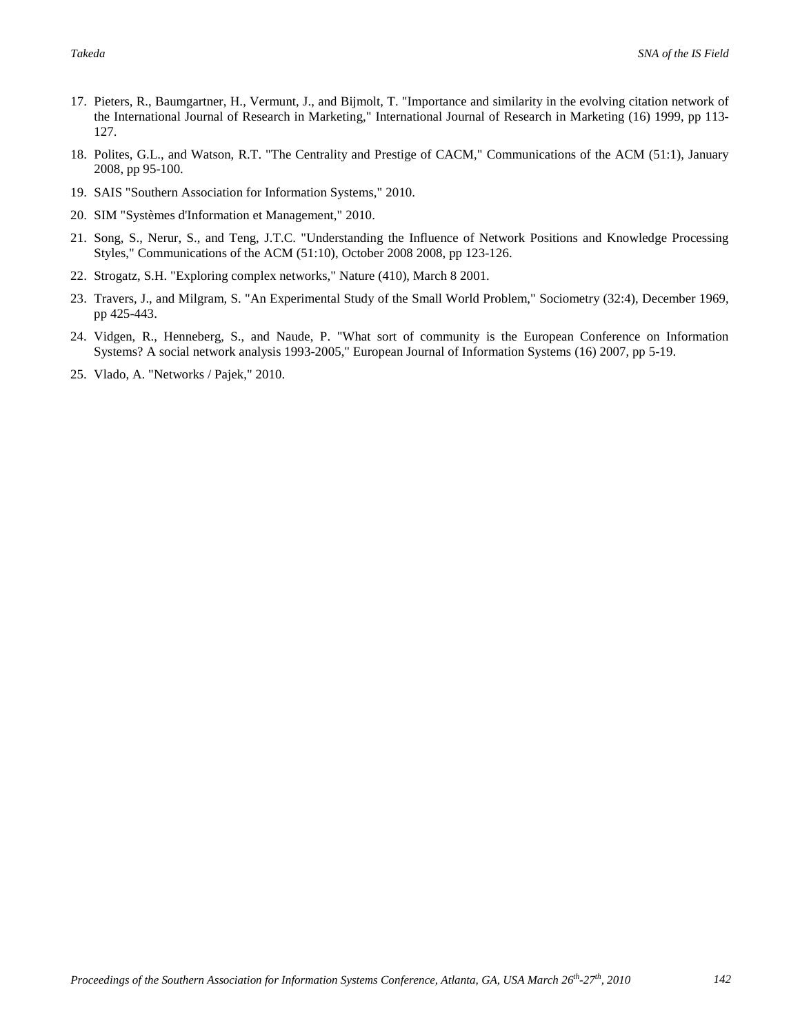17. Pieters, R., Baumgartner, H., Vermunt, J., and Bijmolt, T. "Importance and similarity in the evolving citation network of the International Journal of Research in Marketing," International Journal of Research in Marketing (16) 1999, pp 113-127.
18. Polites, G.L., and Watson, R.T. "The Centrality and Prestige of CACM," Communications of the ACM (51:1), January 2008, pp 95-100.
19. SAIS "Southern Association for Information Systems," 2010.
20. SIM "Systèmes d'Information et Management," 2010.
21. Song, S., Nerur, S., and Teng, J.T.C. "Understanding the Influence of Network Positions and Knowledge Processing Styles," Communications of the ACM (51:10), October 2008 2008, pp 123-126.
22. Strogatz, S.H. "Exploring complex networks," Nature (410), March 8 2001.
23. Travers, J., and Milgram, S. "An Experimental Study of the Small World Problem," Sociometry (32:4), December 1969, pp 425-443.
24. Vidgen, R., Henneberg, S., and Naude, P. "What sort of community is the European Conference on Information Systems? A social network analysis 1993-2005," European Journal of Information Systems (16) 2007, pp 5-19.
25. Vlado, A. "Networks / Pajek," 2010.